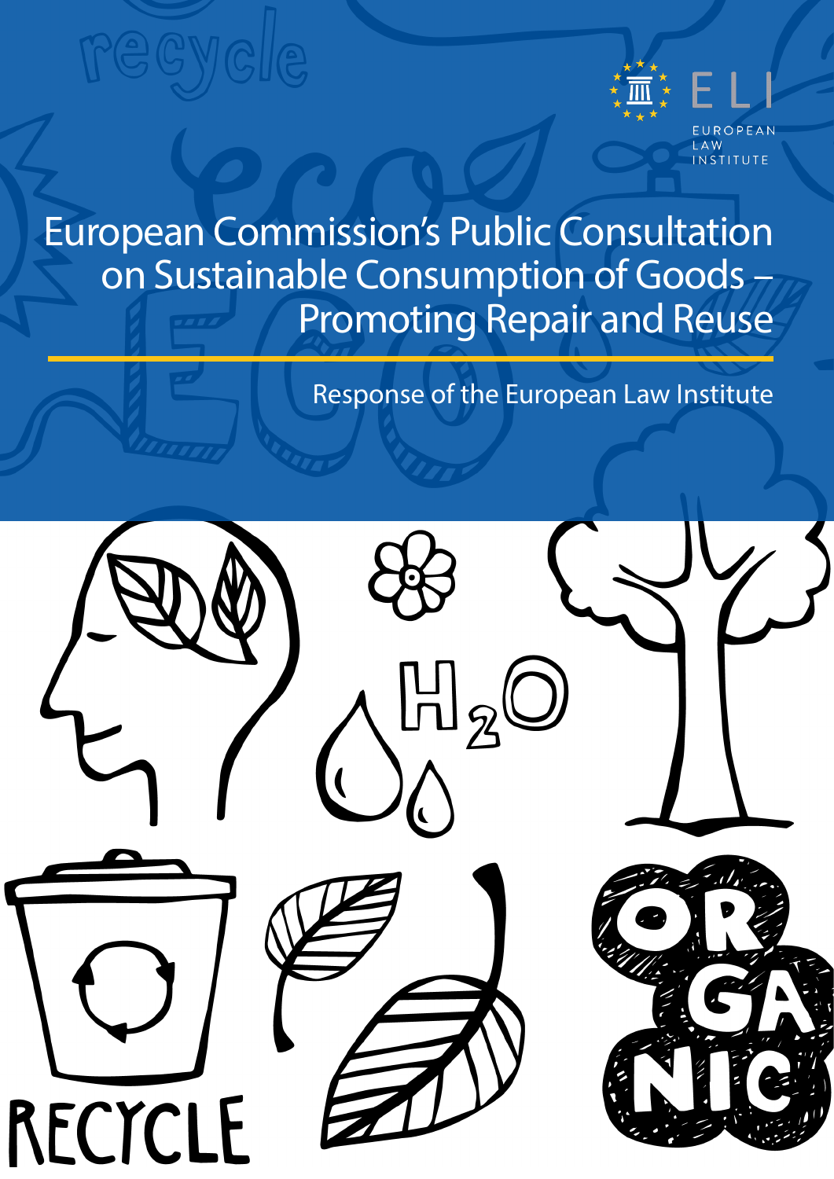ELI

EUROPEAN LAW INSTITUTE

# European Commission's Public Consultation on Sustainable Consumption of Goods – Promoting Repair and Reuse

Response of the European Law Institute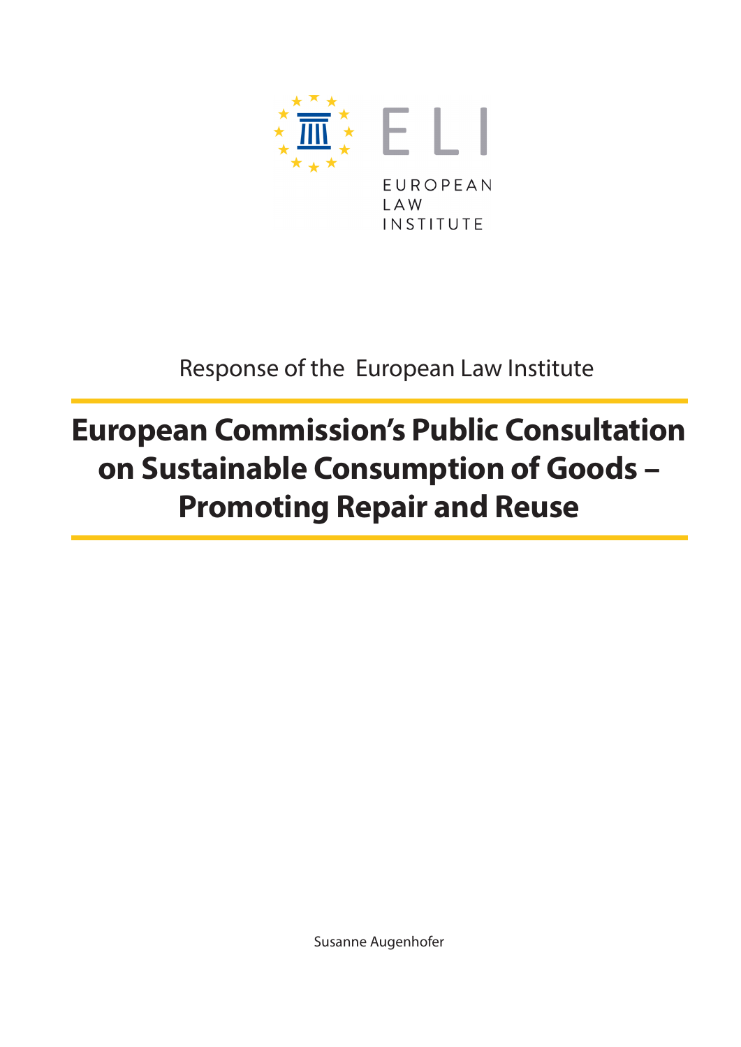EUROPEAN LAW INSTITUTE

Response of the European Law Institute

# European Commission's Public Consultation on Sustainable Consumption of Goods – Promoting Repair and Reuse

Susanne Augenhofer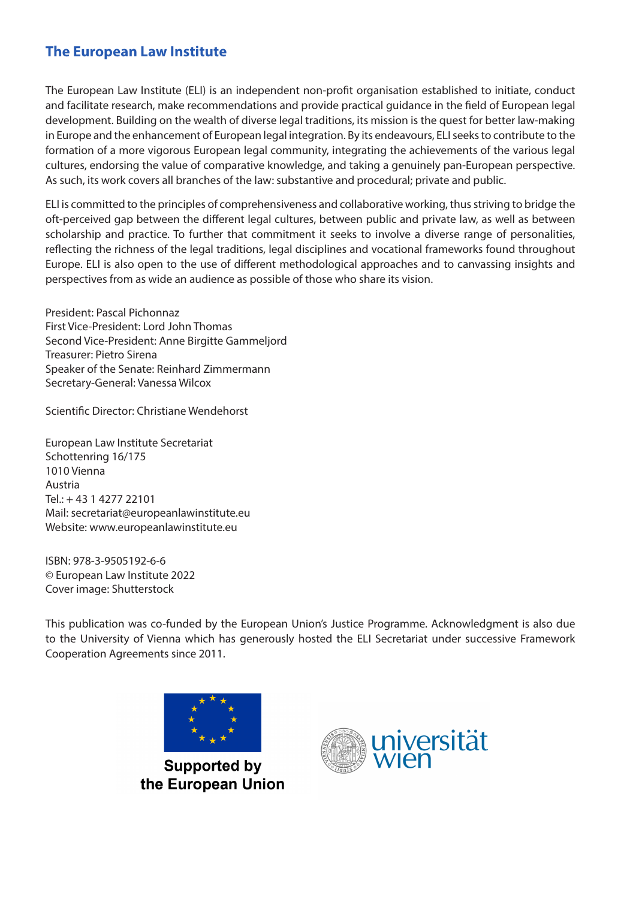## The European Law Institute

The European Law Institute (ELI) is an independent non-profit organisation established to initiate, conduct and facilitate research, make recommendations and provide practical guidance in the field of European legal development. Building on the wealth of diverse legal traditions, its mission is the quest for better law-making in Europe and the enhancement of European legal integration. By its endeavours, ELI seeks to contribute to the formation of a more vigorous European legal community, integrating the achievements of the various legal cultures, endorsing the value of comparative knowledge, and taking a genuinely pan-European perspective. As such, its work covers all branches of the law: substantive and procedural; private and public.

ELI is committed to the principles of comprehensiveness and collaborative working, thus striving to bridge the oft-perceived gap between the different legal cultures, between public and private law, as well as between scholarship and practice. To further that commitment it seeks to involve a diverse range of personalities, reflecting the richness of the legal traditions, legal disciplines and vocational frameworks found throughout Europe. ELI is also open to the use of different methodological approaches and to canvassing insights and perspectives from as wide an audience as possible of those who share its vision.

President: Pascal Pichonnaz
First Vice-President: Lord John Thomas
Second Vice-President: Anne Birgitte Gammeljord
Treasurer: Pietro Sirena
Speaker of the Senate: Reinhard Zimmermann
Secretary-General: Vanessa Wilcox

Scientific Director: Christiane Wendehorst

European Law Institute Secretariat
Schottenring 16/175
1010 Vienna
Austria
Tel.: + 43 1 4277 22101
Mail: secretariat@europeanlawinstitute.eu
Website: www.europeanlawinstitute.eu

ISBN: 978-3-9505192-6-6
© European Law Institute 2022
Cover image: Shutterstock

This publication was co-funded by the European Union's Justice Programme. Acknowledgment is also due to the University of Vienna which has generously hosted the ELI Secretariat under successive Framework Cooperation Agreements since 2011.

Supported by the European Union

universität wien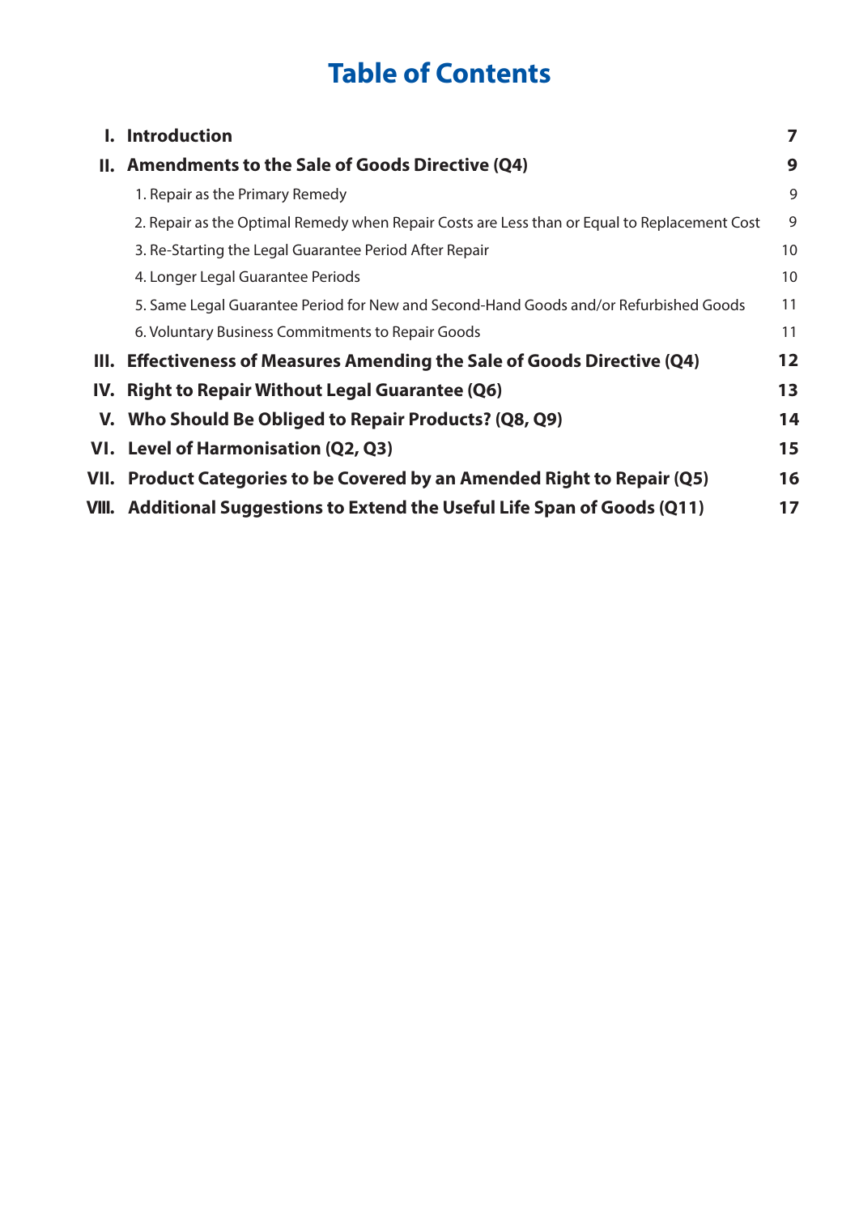# Table of Contents

| | | |
|---|---|---|
| **I.** | **Introduction** | **7** |
| **II.** | **Amendments to the Sale of Goods Directive (Q4)** | **9** |
| | 1. Repair as the Primary Remedy | 9 |
| | 2. Repair as the Optimal Remedy when Repair Costs are Less than or Equal to Replacement Cost | 9 |
| | 3. Re-Starting the Legal Guarantee Period After Repair | 10 |
| | 4. Longer Legal Guarantee Periods | 10 |
| | 5. Same Legal Guarantee Period for New and Second-Hand Goods and/or Refurbished Goods | 11 |
| | 6. Voluntary Business Commitments to Repair Goods | 11 |
| **III.** | **Effectiveness of Measures Amending the Sale of Goods Directive (Q4)** | **12** |
| **IV.** | **Right to Repair Without Legal Guarantee (Q6)** | **13** |
| **V.** | **Who Should Be Obliged to Repair Products? (Q8, Q9)** | **14** |
| **VI.** | **Level of Harmonisation (Q2, Q3)** | **15** |
| **VII.** | **Product Categories to be Covered by an Amended Right to Repair (Q5)** | **16** |
| **VIII.** | **Additional Suggestions to Extend the Useful Life Span of Goods (Q11)** | **17** |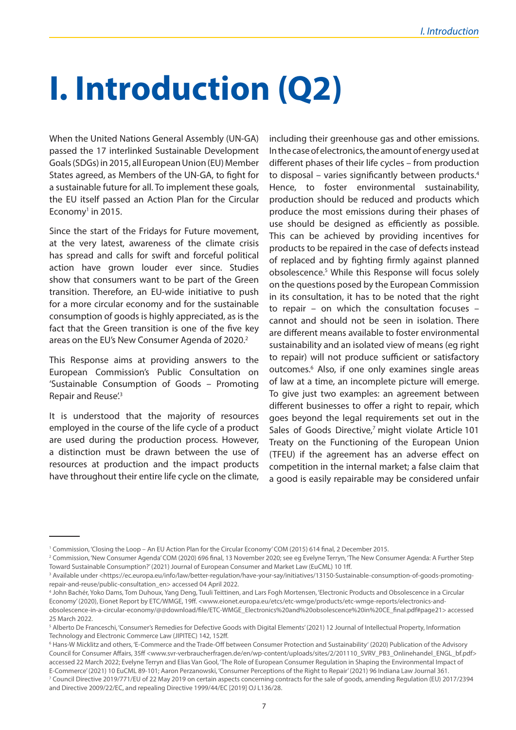# I. Introduction (Q2)

When the United Nations General Assembly (UN-GA) passed the 17 interlinked Sustainable Development Goals (SDGs) in 2015, all European Union (EU) Member States agreed, as Members of the UN-GA, to fight for a sustainable future for all. To implement these goals, the EU itself passed an Action Plan for the Circular Economy[1] in 2015.

Since the start of the Fridays for Future movement, at the very latest, awareness of the climate crisis has spread and calls for swift and forceful political action have grown louder ever since. Studies show that consumers want to be part of the Green transition. Therefore, an EU-wide initiative to push for a more circular economy and for the sustainable consumption of goods is highly appreciated, as is the fact that the Green transition is one of the five key areas on the EU's New Consumer Agenda of 2020.[2]

This Response aims at providing answers to the European Commission's Public Consultation on 'Sustainable Consumption of Goods – Promoting Repair and Reuse'.[3]

It is understood that the majority of resources employed in the course of the life cycle of a product are used during the production process. However, a distinction must be drawn between the use of resources at production and the impact products have throughout their entire life cycle on the climate, including their greenhouse gas and other emissions. In the case of electronics, the amount of energy used at different phases of their life cycles – from production to disposal – varies significantly between products.[4] Hence, to foster environmental sustainability, production should be reduced and products which produce the most emissions during their phases of use should be designed as efficiently as possible. This can be achieved by providing incentives for products to be repaired in the case of defects instead of replaced and by fighting firmly against planned obsolescence.[5] While this Response will focus solely on the questions posed by the European Commission in its consultation, it has to be noted that the right to repair – on which the consultation focuses – cannot and should not be seen in isolation. There are different means available to foster environmental sustainability and an isolated view of means (eg right to repair) will not produce sufficient or satisfactory outcomes.[6] Also, if one only examines single areas of law at a time, an incomplete picture will emerge. To give just two examples: an agreement between different businesses to offer a right to repair, which goes beyond the legal requirements set out in the Sales of Goods Directive,[7] might violate Article 101 Treaty on the Functioning of the European Union (TFEU) if the agreement has an adverse effect on competition in the internal market; a false claim that a good is easily repairable may be considered unfair

---

[1] Commission, 'Closing the Loop – An EU Action Plan for the Circular Economy' COM (2015) 614 final, 2 December 2015.

[2] Commission, 'New Consumer Agenda' COM (2020) 696 final, 13 November 2020; see eg Evelyne Terryn, 'The New Consumer Agenda: A Further Step Toward Sustainable Consumption?' (2021) Journal of European Consumer and Market Law (EuCML) 10 1ff.

[3] Available under <https://ec.europa.eu/info/law/better-regulation/have-your-say/initiatives/13150-Sustainable-consumption-of-goods-promoting-repair-and-reuse/public-consultation_en> accessed 04 April 2022.

[4] John Bachér, Yoko Dams, Tom Duhoux, Yang Deng, Tuuli Teittinen, and Lars Fogh Mortensen, 'Electronic Products and Obsolescence in a Circular Economy' (2020), Eionet Report by ETC/WMGE, 19ff. <www.eionet.europa.eu/etcs/etc-wmge/products/etc-wmge-reports/electronics-and-obsolescence-in-a-circular-economy/@@download/file/ETC-WMGE_Electronics%20and%20obsolescence%20in%20CE_final.pdf#page21> accessed 25 March 2022.

[5] Alberto De Franceschi, 'Consumer's Remedies for Defective Goods with Digital Elements' (2021) 12 Journal of Intellectual Property, Information Technology and Electronic Commerce Law (JIPITEC) 142, 152ff.

[6] Hans-W Micklitz and others, 'E-Commerce and the Trade-Off between Consumer Protection and Sustainability' (2020) Publication of the Advisory Council for Consumer Affairs, 35ff <www.svr-verbraucherfragen.de/en/wp-content/uploads/sites/2/201110_SVRV_PB3_Onlinehandel_ENGL_bf.pdf> accessed 22 March 2022; Evelyne Terryn and Elias Van Gool, 'The Role of European Consumer Regulation in Shaping the Environmental Impact of E-Commerce' (2021) 10 EuCML 89-101; Aaron Perzanowski, 'Consumer Perceptions of the Right to Repair' (2021) 96 Indiana Law Journal 361.

[7] Council Directive 2019/771/EU of 22 May 2019 on certain aspects concerning contracts for the sale of goods, amending Regulation (EU) 2017/2394 and Directive 2009/22/EC, and repealing Directive 1999/44/EC [2019] OJ L136/28.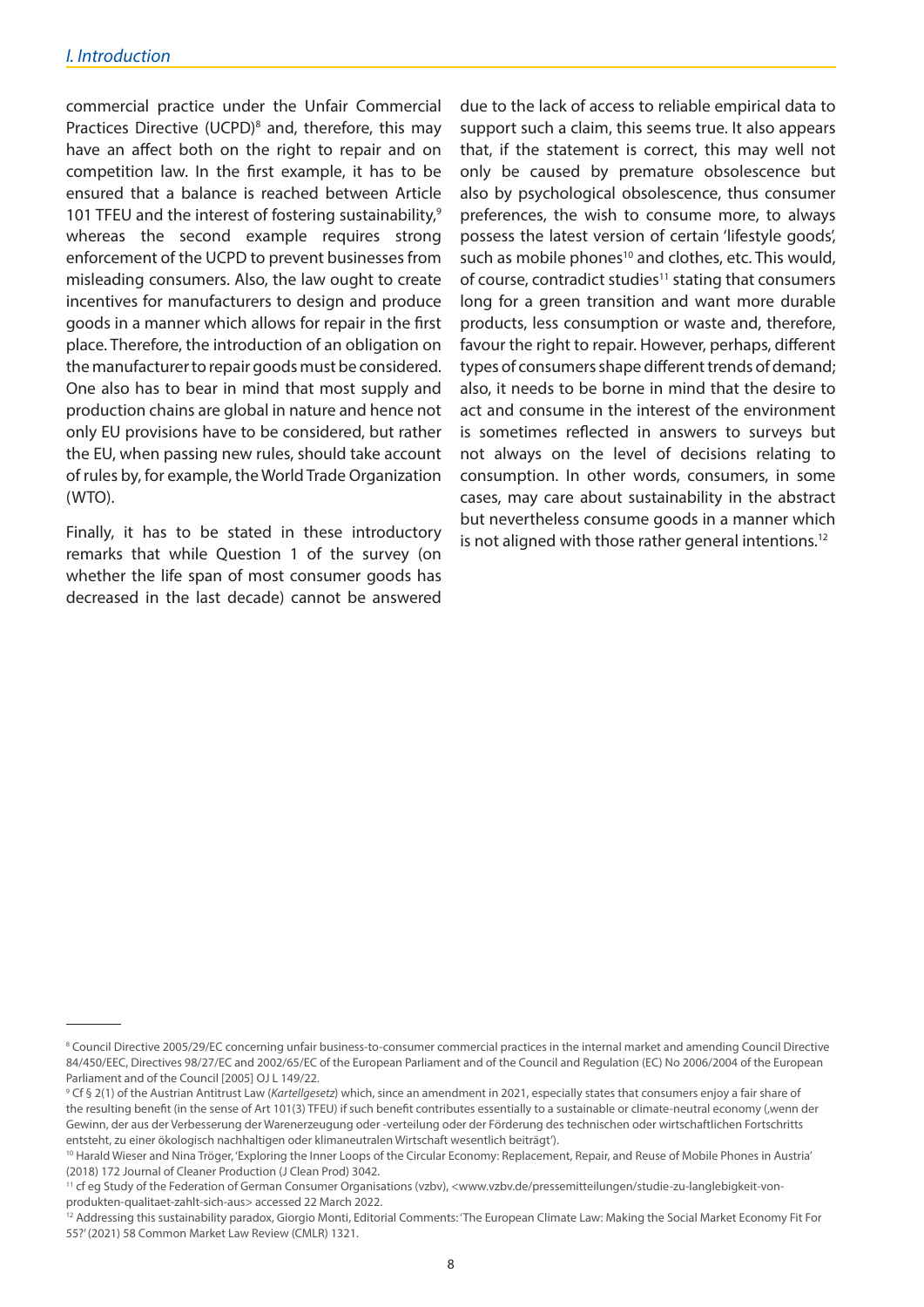commercial practice under the Unfair Commercial Practices Directive (UCPD)[8] and, therefore, this may have an affect both on the right to repair and on competition law. In the first example, it has to be ensured that a balance is reached between Article 101 TFEU and the interest of fostering sustainability,[9] whereas the second example requires strong enforcement of the UCPD to prevent businesses from misleading consumers. Also, the law ought to create incentives for manufacturers to design and produce goods in a manner which allows for repair in the first place. Therefore, the introduction of an obligation on the manufacturer to repair goods must be considered. One also has to bear in mind that most supply and production chains are global in nature and hence not only EU provisions have to be considered, but rather the EU, when passing new rules, should take account of rules by, for example, the World Trade Organization (WTO).

Finally, it has to be stated in these introductory remarks that while Question 1 of the survey (on whether the life span of most consumer goods has decreased in the last decade) cannot be answered due to the lack of access to reliable empirical data to support such a claim, this seems true. It also appears that, if the statement is correct, this may well not only be caused by premature obsolescence but also by psychological obsolescence, thus consumer preferences, the wish to consume more, to always possess the latest version of certain 'lifestyle goods', such as mobile phones[10] and clothes, etc. This would, of course, contradict studies[11] stating that consumers long for a green transition and want more durable products, less consumption or waste and, therefore, favour the right to repair. However, perhaps, different types of consumers shape different trends of demand; also, it needs to be borne in mind that the desire to act and consume in the interest of the environment is sometimes reflected in answers to surveys but not always on the level of decisions relating to consumption. In other words, consumers, in some cases, may care about sustainability in the abstract but nevertheless consume goods in a manner which is not aligned with those rather general intentions.[12]

---

[8] Council Directive 2005/29/EC concerning unfair business-to-consumer commercial practices in the internal market and amending Council Directive 84/450/EEC, Directives 98/27/EC and 2002/65/EC of the European Parliament and of the Council and Regulation (EC) No 2006/2004 of the European Parliament and of the Council [2005] OJ L 149/22.

[9] Cf § 2(1) of the Austrian Antitrust Law (*Kartellgesetz*) which, since an amendment in 2021, especially states that consumers enjoy a fair share of the resulting benefit (in the sense of Art 101(3) TFEU) if such benefit contributes essentially to a sustainable or climate-neutral economy (,wenn der Gewinn, der aus der Verbesserung der Warenerzeugung oder -verteilung oder der Förderung des technischen oder wirtschaftlichen Fortschritts entsteht, zu einer ökologisch nachhaltigen oder klimaneutralen Wirtschaft wesentlich beiträgt').

[10] Harald Wieser and Nina Tröger, 'Exploring the Inner Loops of the Circular Economy: Replacement, Repair, and Reuse of Mobile Phones in Austria' (2018) 172 Journal of Cleaner Production (J Clean Prod) 3042.

[11] cf eg Study of the Federation of German Consumer Organisations (vzbv), <www.vzbv.de/pressemitteilungen/studie-zu-langlebigkeit-von-produkten-qualitaet-zahlt-sich-aus> accessed 22 March 2022.

[12] Addressing this sustainability paradox, Giorgio Monti, Editorial Comments: 'The European Climate Law: Making the Social Market Economy Fit For 55?' (2021) 58 Common Market Law Review (CMLR) 1321.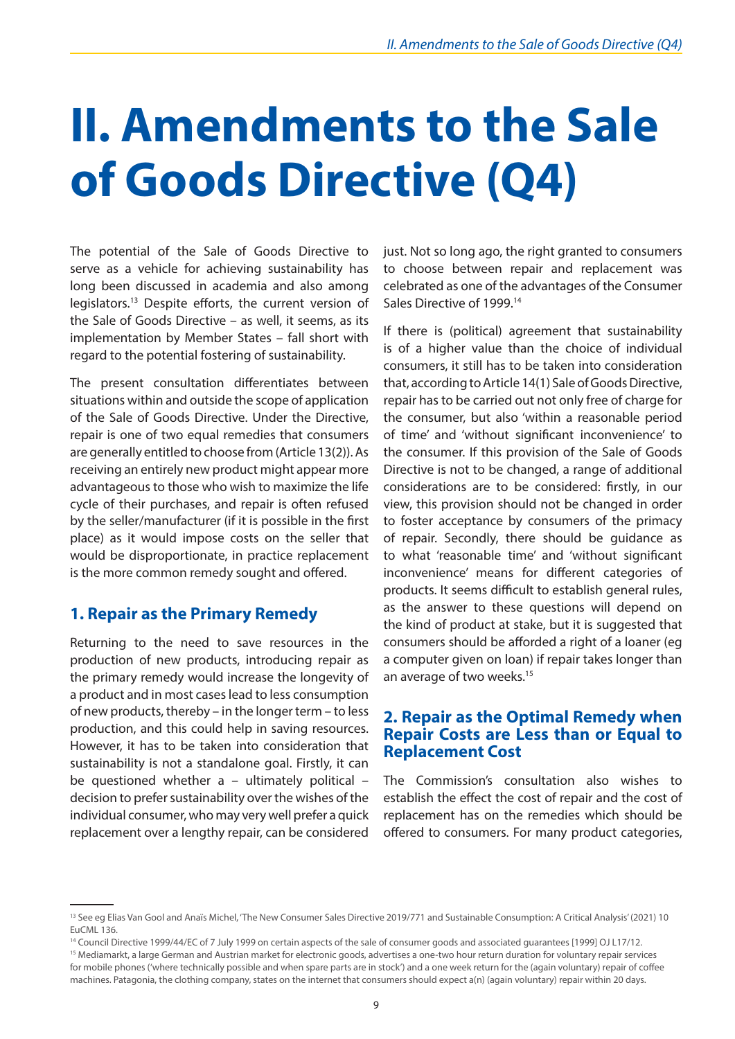# II. Amendments to the Sale of Goods Directive (Q4)

The potential of the Sale of Goods Directive to serve as a vehicle for achieving sustainability has long been discussed in academia and also among legislators.[13] Despite efforts, the current version of the Sale of Goods Directive – as well, it seems, as its implementation by Member States – fall short with regard to the potential fostering of sustainability.

The present consultation differentiates between situations within and outside the scope of application of the Sale of Goods Directive. Under the Directive, repair is one of two equal remedies that consumers are generally entitled to choose from (Article 13(2)). As receiving an entirely new product might appear more advantageous to those who wish to maximize the life cycle of their purchases, and repair is often refused by the seller/manufacturer (if it is possible in the first place) as it would impose costs on the seller that would be disproportionate, in practice replacement is the more common remedy sought and offered.

## 1. Repair as the Primary Remedy

Returning to the need to save resources in the production of new products, introducing repair as the primary remedy would increase the longevity of a product and in most cases lead to less consumption of new products, thereby – in the longer term – to less production, and this could help in saving resources. However, it has to be taken into consideration that sustainability is not a standalone goal. Firstly, it can be questioned whether a – ultimately political – decision to prefer sustainability over the wishes of the individual consumer, who may very well prefer a quick replacement over a lengthy repair, can be considered just. Not so long ago, the right granted to consumers to choose between repair and replacement was celebrated as one of the advantages of the Consumer Sales Directive of 1999.[14]

If there is (political) agreement that sustainability is of a higher value than the choice of individual consumers, it still has to be taken into consideration that, according to Article 14(1) Sale of Goods Directive, repair has to be carried out not only free of charge for the consumer, but also 'within a reasonable period of time' and 'without significant inconvenience' to the consumer. If this provision of the Sale of Goods Directive is not to be changed, a range of additional considerations are to be considered: firstly, in our view, this provision should not be changed in order to foster acceptance by consumers of the primacy of repair. Secondly, there should be guidance as to what 'reasonable time' and 'without significant inconvenience' means for different categories of products. It seems difficult to establish general rules, as the answer to these questions will depend on the kind of product at stake, but it is suggested that consumers should be afforded a right of a loaner (eg a computer given on loan) if repair takes longer than an average of two weeks.[15]

## 2. Repair as the Optimal Remedy when Repair Costs are Less than or Equal to Replacement Cost

The Commission's consultation also wishes to establish the effect the cost of repair and the cost of replacement has on the remedies which should be offered to consumers. For many product categories,

---

[13] See eg Elias Van Gool and Anaïs Michel, 'The New Consumer Sales Directive 2019/771 and Sustainable Consumption: A Critical Analysis' (2021) 10 EuCML 136.

[14] Council Directive 1999/44/EC of 7 July 1999 on certain aspects of the sale of consumer goods and associated guarantees [1999] OJ L17/12.

[15] Mediamarkt, a large German and Austrian market for electronic goods, advertises a one-two hour return duration for voluntary repair services for mobile phones ('where technically possible and when spare parts are in stock') and a one week return for the (again voluntary) repair of coffee machines. Patagonia, the clothing company, states on the internet that consumers should expect a(n) (again voluntary) repair within 20 days.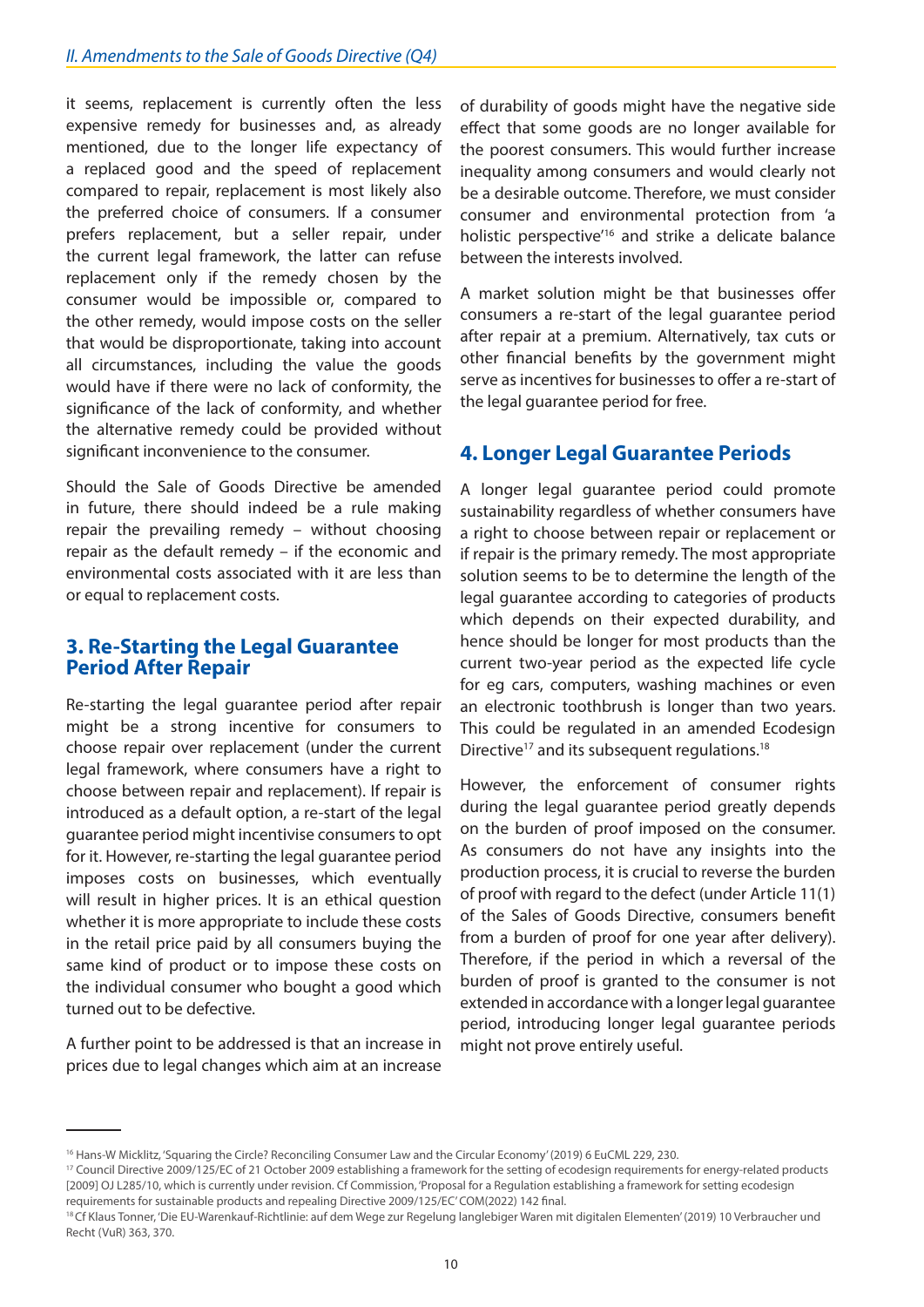it seems, replacement is currently often the less expensive remedy for businesses and, as already mentioned, due to the longer life expectancy of a replaced good and the speed of replacement compared to repair, replacement is most likely also the preferred choice of consumers. If a consumer prefers replacement, but a seller repair, under the current legal framework, the latter can refuse replacement only if the remedy chosen by the consumer would be impossible or, compared to the other remedy, would impose costs on the seller that would be disproportionate, taking into account all circumstances, including the value the goods would have if there were no lack of conformity, the significance of the lack of conformity, and whether the alternative remedy could be provided without significant inconvenience to the consumer.

Should the Sale of Goods Directive be amended in future, there should indeed be a rule making repair the prevailing remedy – without choosing repair as the default remedy – if the economic and environmental costs associated with it are less than or equal to replacement costs.

## 3. Re-Starting the Legal Guarantee Period After Repair

Re-starting the legal guarantee period after repair might be a strong incentive for consumers to choose repair over replacement (under the current legal framework, where consumers have a right to choose between repair and replacement). If repair is introduced as a default option, a re-start of the legal guarantee period might incentivise consumers to opt for it. However, re-starting the legal guarantee period imposes costs on businesses, which eventually will result in higher prices. It is an ethical question whether it is more appropriate to include these costs in the retail price paid by all consumers buying the same kind of product or to impose these costs on the individual consumer who bought a good which turned out to be defective.

A further point to be addressed is that an increase in prices due to legal changes which aim at an increase of durability of goods might have the negative side effect that some goods are no longer available for the poorest consumers. This would further increase inequality among consumers and would clearly not be a desirable outcome. Therefore, we must consider consumer and environmental protection from 'a holistic perspective'[16] and strike a delicate balance between the interests involved.

A market solution might be that businesses offer consumers a re-start of the legal guarantee period after repair at a premium. Alternatively, tax cuts or other financial benefits by the government might serve as incentives for businesses to offer a re-start of the legal guarantee period for free.

## 4. Longer Legal Guarantee Periods

A longer legal guarantee period could promote sustainability regardless of whether consumers have a right to choose between repair or replacement or if repair is the primary remedy. The most appropriate solution seems to be to determine the length of the legal guarantee according to categories of products which depends on their expected durability, and hence should be longer for most products than the current two-year period as the expected life cycle for eg cars, computers, washing machines or even an electronic toothbrush is longer than two years. This could be regulated in an amended Ecodesign Directive[17] and its subsequent regulations.[18]

However, the enforcement of consumer rights during the legal guarantee period greatly depends on the burden of proof imposed on the consumer. As consumers do not have any insights into the production process, it is crucial to reverse the burden of proof with regard to the defect (under Article 11(1) of the Sales of Goods Directive, consumers benefit from a burden of proof for one year after delivery). Therefore, if the period in which a reversal of the burden of proof is granted to the consumer is not extended in accordance with a longer legal guarantee period, introducing longer legal guarantee periods might not prove entirely useful.

---

[16] Hans-W Micklitz, 'Squaring the Circle? Reconciling Consumer Law and the Circular Economy' (2019) 6 EuCML 229, 230.

[17] Council Directive 2009/125/EC of 21 October 2009 establishing a framework for the setting of ecodesign requirements for energy-related products [2009] OJ L285/10, which is currently under revision. Cf Commission, 'Proposal for a Regulation establishing a framework for setting ecodesign requirements for sustainable products and repealing Directive 2009/125/EC' COM(2022) 142 final.

[18] Cf Klaus Tonner, 'Die EU-Warenkauf-Richtlinie: auf dem Wege zur Regelung langlebiger Waren mit digitalen Elementen' (2019) 10 Verbraucher und Recht (VuR) 363, 370.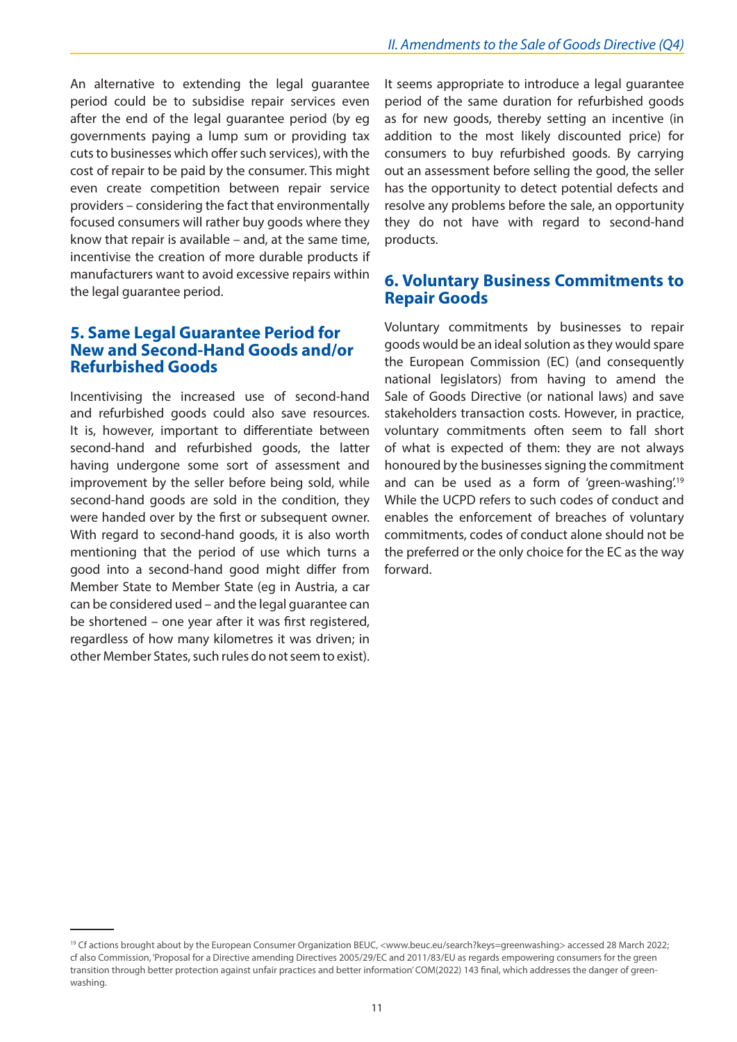An alternative to extending the legal guarantee period could be to subsidise repair services even after the end of the legal guarantee period (by eg governments paying a lump sum or providing tax cuts to businesses which offer such services), with the cost of repair to be paid by the consumer. This might even create competition between repair service providers – considering the fact that environmentally focused consumers will rather buy goods where they know that repair is available – and, at the same time, incentivise the creation of more durable products if manufacturers want to avoid excessive repairs within the legal guarantee period.

## 5. Same Legal Guarantee Period for New and Second-Hand Goods and/or Refurbished Goods

Incentivising the increased use of second-hand and refurbished goods could also save resources. It is, however, important to differentiate between second-hand and refurbished goods, the latter having undergone some sort of assessment and improvement by the seller before being sold, while second-hand goods are sold in the condition, they were handed over by the first or subsequent owner. With regard to second-hand goods, it is also worth mentioning that the period of use which turns a good into a second-hand good might differ from Member State to Member State (eg in Austria, a car can be considered used – and the legal guarantee can be shortened – one year after it was first registered, regardless of how many kilometres it was driven; in other Member States, such rules do not seem to exist).

It seems appropriate to introduce a legal guarantee period of the same duration for refurbished goods as for new goods, thereby setting an incentive (in addition to the most likely discounted price) for consumers to buy refurbished goods. By carrying out an assessment before selling the good, the seller has the opportunity to detect potential defects and resolve any problems before the sale, an opportunity they do not have with regard to second-hand products.

## 6. Voluntary Business Commitments to Repair Goods

Voluntary commitments by businesses to repair goods would be an ideal solution as they would spare the European Commission (EC) (and consequently national legislators) from having to amend the Sale of Goods Directive (or national laws) and save stakeholders transaction costs. However, in practice, voluntary commitments often seem to fall short of what is expected of them: they are not always honoured by the businesses signing the commitment and can be used as a form of 'green-washing'.[19] While the UCPD refers to such codes of conduct and enables the enforcement of breaches of voluntary commitments, codes of conduct alone should not be the preferred or the only choice for the EC as the way forward.

---

[19] Cf actions brought about by the European Consumer Organization BEUC, <www.beuc.eu/search?keys=greenwashing> accessed 28 March 2022; cf also Commission, 'Proposal for a Directive amending Directives 2005/29/EC and 2011/83/EU as regards empowering consumers for the green transition through better protection against unfair practices and better information' COM(2022) 143 final, which addresses the danger of green-washing.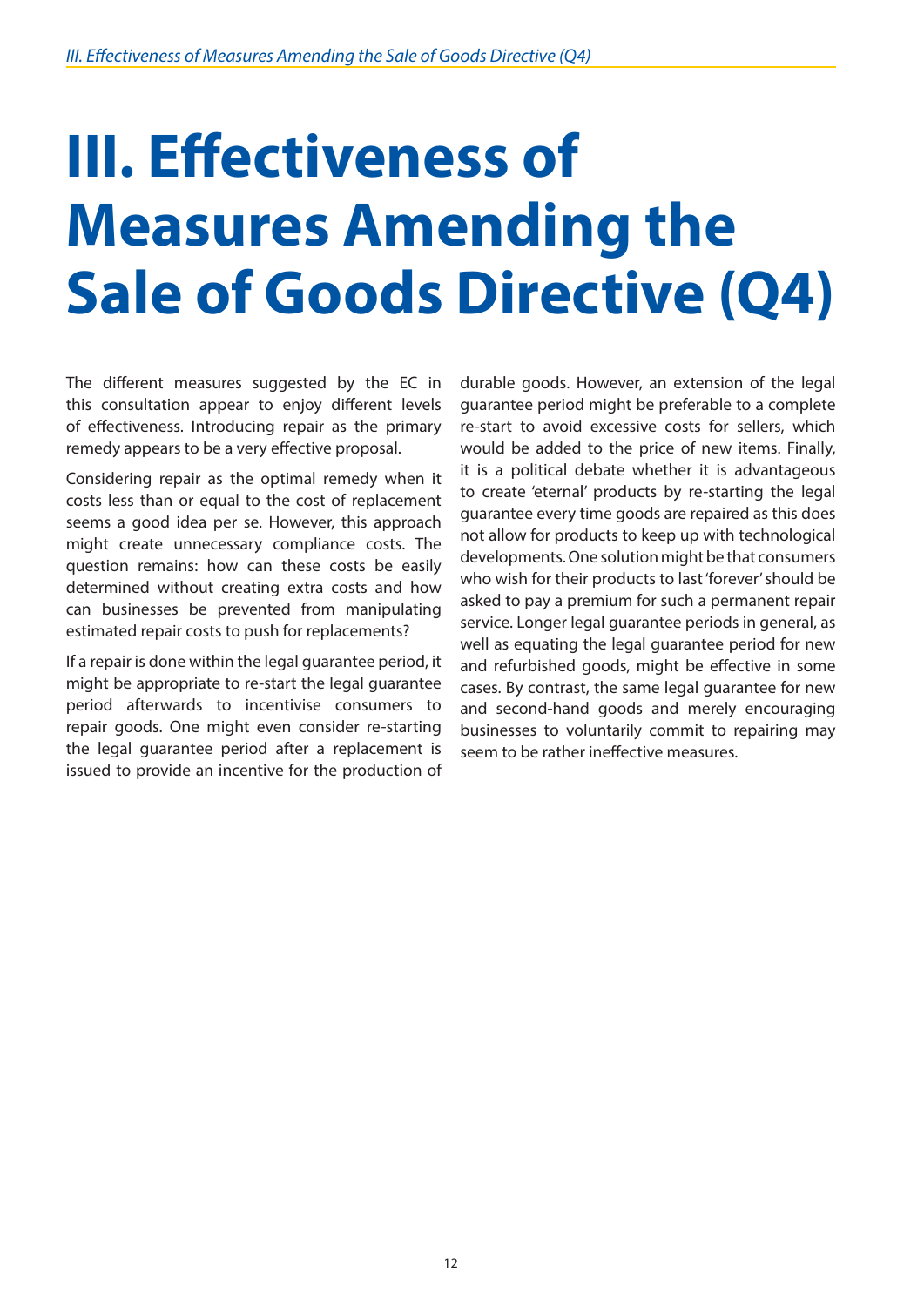# III. Effectiveness of Measures Amending the Sale of Goods Directive (Q4)

The different measures suggested by the EC in this consultation appear to enjoy different levels of effectiveness. Introducing repair as the primary remedy appears to be a very effective proposal.

Considering repair as the optimal remedy when it costs less than or equal to the cost of replacement seems a good idea per se. However, this approach might create unnecessary compliance costs. The question remains: how can these costs be easily determined without creating extra costs and how can businesses be prevented from manipulating estimated repair costs to push for replacements?

If a repair is done within the legal guarantee period, it might be appropriate to re-start the legal guarantee period afterwards to incentivise consumers to repair goods. One might even consider re-starting the legal guarantee period after a replacement is issued to provide an incentive for the production of durable goods. However, an extension of the legal guarantee period might be preferable to a complete re-start to avoid excessive costs for sellers, which would be added to the price of new items. Finally, it is a political debate whether it is advantageous to create 'eternal' products by re-starting the legal guarantee every time goods are repaired as this does not allow for products to keep up with technological developments. One solution might be that consumers who wish for their products to last 'forever' should be asked to pay a premium for such a permanent repair service. Longer legal guarantee periods in general, as well as equating the legal guarantee period for new and refurbished goods, might be effective in some cases. By contrast, the same legal guarantee for new and second-hand goods and merely encouraging businesses to voluntarily commit to repairing may seem to be rather ineffective measures.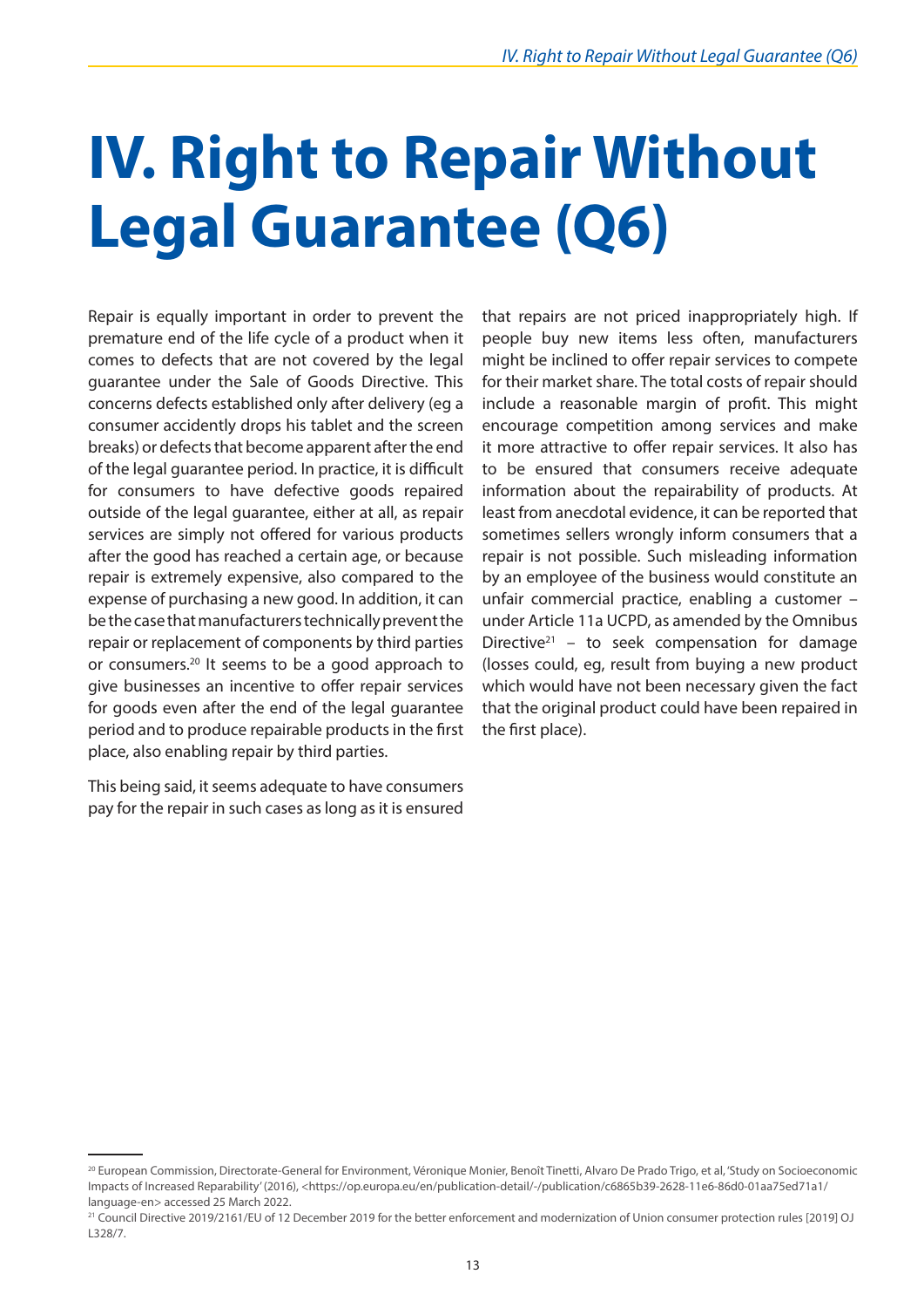# IV. Right to Repair Without Legal Guarantee (Q6)

Repair is equally important in order to prevent the premature end of the life cycle of a product when it comes to defects that are not covered by the legal guarantee under the Sale of Goods Directive. This concerns defects established only after delivery (eg a consumer accidently drops his tablet and the screen breaks) or defects that become apparent after the end of the legal guarantee period. In practice, it is difficult for consumers to have defective goods repaired outside of the legal guarantee, either at all, as repair services are simply not offered for various products after the good has reached a certain age, or because repair is extremely expensive, also compared to the expense of purchasing a new good. In addition, it can be the case that manufacturers technically prevent the repair or replacement of components by third parties or consumers.[20] It seems to be a good approach to give businesses an incentive to offer repair services for goods even after the end of the legal guarantee period and to produce repairable products in the first place, also enabling repair by third parties.

This being said, it seems adequate to have consumers pay for the repair in such cases as long as it is ensured that repairs are not priced inappropriately high. If people buy new items less often, manufacturers might be inclined to offer repair services to compete for their market share. The total costs of repair should include a reasonable margin of profit. This might encourage competition among services and make it more attractive to offer repair services. It also has to be ensured that consumers receive adequate information about the repairability of products. At least from anecdotal evidence, it can be reported that sometimes sellers wrongly inform consumers that a repair is not possible. Such misleading information by an employee of the business would constitute an unfair commercial practice, enabling a customer – under Article 11a UCPD, as amended by the Omnibus Directive[21] – to seek compensation for damage (losses could, eg, result from buying a new product which would have not been necessary given the fact that the original product could have been repaired in the first place).

---

[20] European Commission, Directorate-General for Environment, Véronique Monier, Benoît Tinetti, Alvaro De Prado Trigo, et al, 'Study on Socioeconomic Impacts of Increased Reparability' (2016), <https://op.europa.eu/en/publication-detail/-/publication/c6865b39-2628-11e6-86d0-01aa75ed71a1/language-en> accessed 25 March 2022.

[21] Council Directive 2019/2161/EU of 12 December 2019 for the better enforcement and modernization of Union consumer protection rules [2019] OJ L328/7.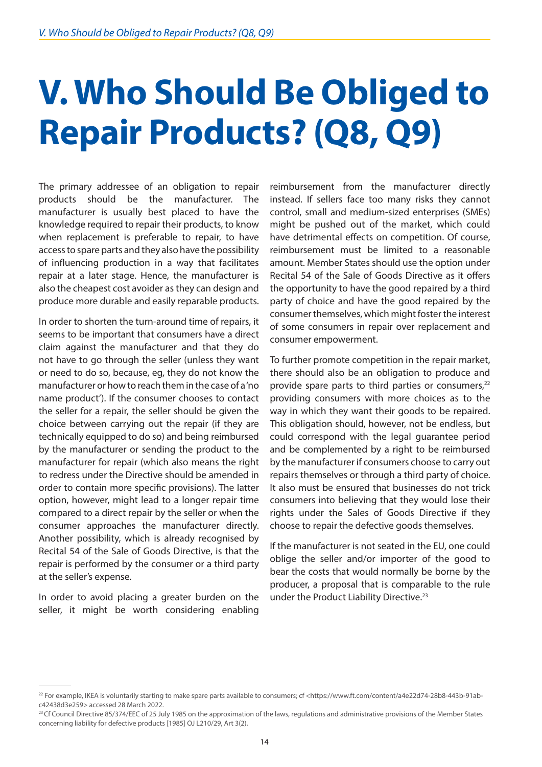# V. Who Should Be Obliged to Repair Products? (Q8, Q9)

The primary addressee of an obligation to repair products should be the manufacturer. The manufacturer is usually best placed to have the knowledge required to repair their products, to know when replacement is preferable to repair, to have access to spare parts and they also have the possibility of influencing production in a way that facilitates repair at a later stage. Hence, the manufacturer is also the cheapest cost avoider as they can design and produce more durable and easily reparable products.

In order to shorten the turn-around time of repairs, it seems to be important that consumers have a direct claim against the manufacturer and that they do not have to go through the seller (unless they want or need to do so, because, eg, they do not know the manufacturer or how to reach them in the case of a 'no name product'). If the consumer chooses to contact the seller for a repair, the seller should be given the choice between carrying out the repair (if they are technically equipped to do so) and being reimbursed by the manufacturer or sending the product to the manufacturer for repair (which also means the right to redress under the Directive should be amended in order to contain more specific provisions). The latter option, however, might lead to a longer repair time compared to a direct repair by the seller or when the consumer approaches the manufacturer directly. Another possibility, which is already recognised by Recital 54 of the Sale of Goods Directive, is that the repair is performed by the consumer or a third party at the seller's expense.

In order to avoid placing a greater burden on the seller, it might be worth considering enabling reimbursement from the manufacturer directly instead. If sellers face too many risks they cannot control, small and medium-sized enterprises (SMEs) might be pushed out of the market, which could have detrimental effects on competition. Of course, reimbursement must be limited to a reasonable amount. Member States should use the option under Recital 54 of the Sale of Goods Directive as it offers the opportunity to have the good repaired by a third party of choice and have the good repaired by the consumer themselves, which might foster the interest of some consumers in repair over replacement and consumer empowerment.

To further promote competition in the repair market, there should also be an obligation to produce and provide spare parts to third parties or consumers,[22] providing consumers with more choices as to the way in which they want their goods to be repaired. This obligation should, however, not be endless, but could correspond with the legal guarantee period and be complemented by a right to be reimbursed by the manufacturer if consumers choose to carry out repairs themselves or through a third party of choice. It also must be ensured that businesses do not trick consumers into believing that they would lose their rights under the Sales of Goods Directive if they choose to repair the defective goods themselves.

If the manufacturer is not seated in the EU, one could oblige the seller and/or importer of the good to bear the costs that would normally be borne by the producer, a proposal that is comparable to the rule under the Product Liability Directive.[23]

---

[22] For example, IKEA is voluntarily starting to make spare parts available to consumers; cf <https://www.ft.com/content/a4e22d74-28b8-443b-91ab-c42438d3e259> accessed 28 March 2022.

[23] Cf Council Directive 85/374/EEC of 25 July 1985 on the approximation of the laws, regulations and administrative provisions of the Member States concerning liability for defective products [1985] OJ L210/29, Art 3(2).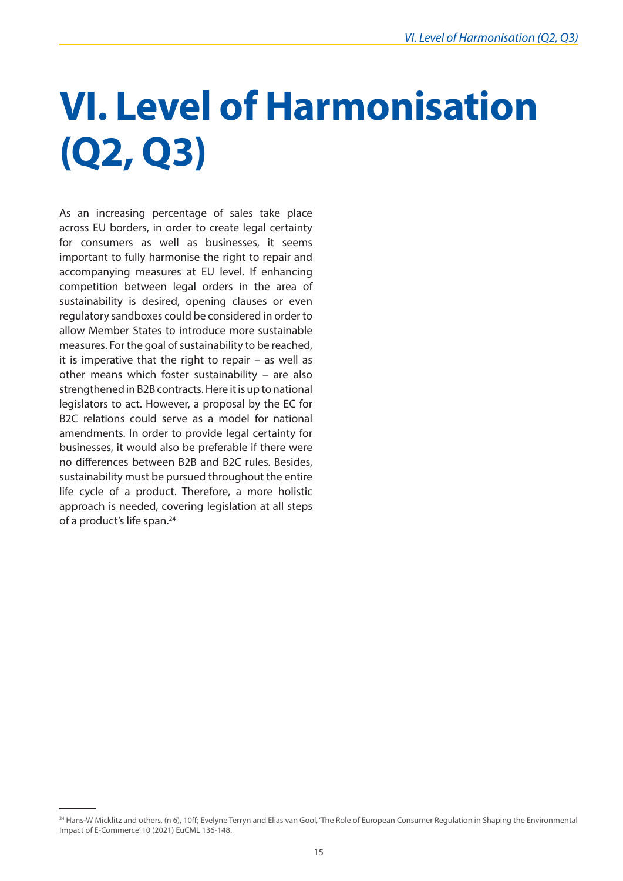# VI. Level of Harmonisation (Q2, Q3)

As an increasing percentage of sales take place across EU borders, in order to create legal certainty for consumers as well as businesses, it seems important to fully harmonise the right to repair and accompanying measures at EU level. If enhancing competition between legal orders in the area of sustainability is desired, opening clauses or even regulatory sandboxes could be considered in order to allow Member States to introduce more sustainable measures. For the goal of sustainability to be reached, it is imperative that the right to repair – as well as other means which foster sustainability – are also strengthened in B2B contracts. Here it is up to national legislators to act. However, a proposal by the EC for B2C relations could serve as a model for national amendments. In order to provide legal certainty for businesses, it would also be preferable if there were no differences between B2B and B2C rules. Besides, sustainability must be pursued throughout the entire life cycle of a product. Therefore, a more holistic approach is needed, covering legislation at all steps of a product's life span.[24]

[24] Hans-W Micklitz and others, (n 6), 10ff; Evelyne Terryn and Elias van Gool, 'The Role of European Consumer Regulation in Shaping the Environmental Impact of E-Commerce' 10 (2021) EuCML 136-148.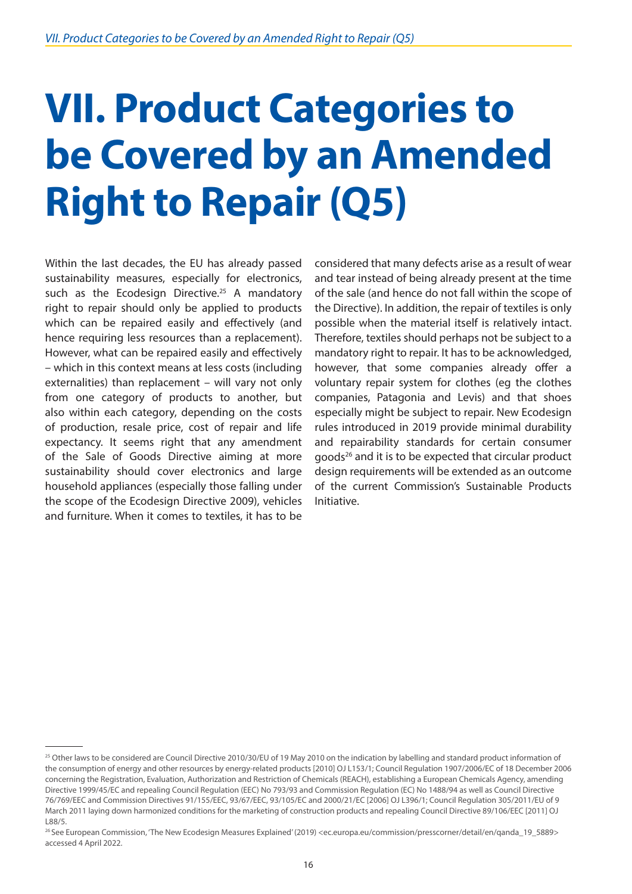# VII. Product Categories to be Covered by an Amended Right to Repair (Q5)

Within the last decades, the EU has already passed sustainability measures, especially for electronics, such as the Ecodesign Directive.[25] A mandatory right to repair should only be applied to products which can be repaired easily and effectively (and hence requiring less resources than a replacement). However, what can be repaired easily and effectively – which in this context means at less costs (including externalities) than replacement – will vary not only from one category of products to another, but also within each category, depending on the costs of production, resale price, cost of repair and life expectancy. It seems right that any amendment of the Sale of Goods Directive aiming at more sustainability should cover electronics and large household appliances (especially those falling under the scope of the Ecodesign Directive 2009), vehicles and furniture. When it comes to textiles, it has to be considered that many defects arise as a result of wear and tear instead of being already present at the time of the sale (and hence do not fall within the scope of the Directive). In addition, the repair of textiles is only possible when the material itself is relatively intact. Therefore, textiles should perhaps not be subject to a mandatory right to repair. It has to be acknowledged, however, that some companies already offer a voluntary repair system for clothes (eg the clothes companies, Patagonia and Levis) and that shoes especially might be subject to repair. New Ecodesign rules introduced in 2019 provide minimal durability and repairability standards for certain consumer goods[26] and it is to be expected that circular product design requirements will be extended as an outcome of the current Commission's Sustainable Products Initiative.

---

[25] Other laws to be considered are Council Directive 2010/30/EU of 19 May 2010 on the indication by labelling and standard product information of the consumption of energy and other resources by energy-related products [2010] OJ L153/1; Council Regulation 1907/2006/EC of 18 December 2006 concerning the Registration, Evaluation, Authorization and Restriction of Chemicals (REACH), establishing a European Chemicals Agency, amending Directive 1999/45/EC and repealing Council Regulation (EEC) No 793/93 and Commission Regulation (EC) No 1488/94 as well as Council Directive 76/769/EEC and Commission Directives 91/155/EEC, 93/67/EEC, 93/105/EC and 2000/21/EC [2006] OJ L396/1; Council Regulation 305/2011/EU of 9 March 2011 laying down harmonized conditions for the marketing of construction products and repealing Council Directive 89/106/EEC [2011] OJ L88/5.

[26] See European Commission, 'The New Ecodesign Measures Explained' (2019) <ec.europa.eu/commission/presscorner/detail/en/qanda_19_5889> accessed 4 April 2022.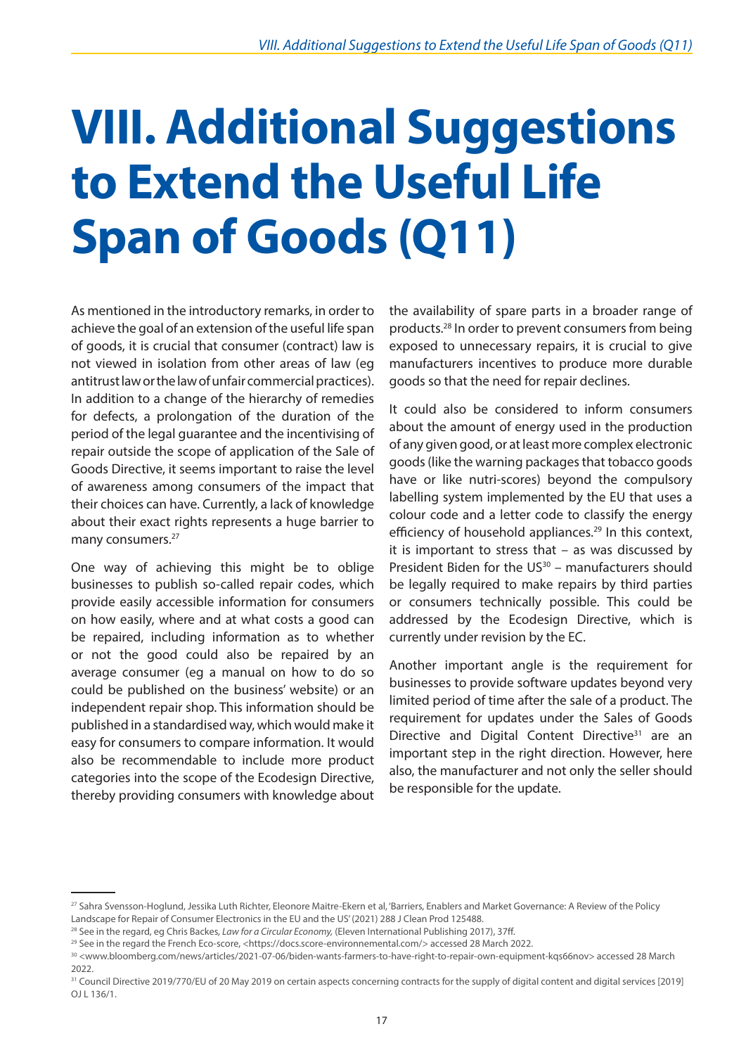# VIII. Additional Suggestions to Extend the Useful Life Span of Goods (Q11)

As mentioned in the introductory remarks, in order to achieve the goal of an extension of the useful life span of goods, it is crucial that consumer (contract) law is not viewed in isolation from other areas of law (eg antitrust law or the law of unfair commercial practices). In addition to a change of the hierarchy of remedies for defects, a prolongation of the duration of the period of the legal guarantee and the incentivising of repair outside the scope of application of the Sale of Goods Directive, it seems important to raise the level of awareness among consumers of the impact that their choices can have. Currently, a lack of knowledge about their exact rights represents a huge barrier to many consumers.[27]

One way of achieving this might be to oblige businesses to publish so-called repair codes, which provide easily accessible information for consumers on how easily, where and at what costs a good can be repaired, including information as to whether or not the good could also be repaired by an average consumer (eg a manual on how to do so could be published on the business' website) or an independent repair shop. This information should be published in a standardised way, which would make it easy for consumers to compare information. It would also be recommendable to include more product categories into the scope of the Ecodesign Directive, thereby providing consumers with knowledge about the availability of spare parts in a broader range of products.[28] In order to prevent consumers from being exposed to unnecessary repairs, it is crucial to give manufacturers incentives to produce more durable goods so that the need for repair declines.

It could also be considered to inform consumers about the amount of energy used in the production of any given good, or at least more complex electronic goods (like the warning packages that tobacco goods have or like nutri-scores) beyond the compulsory labelling system implemented by the EU that uses a colour code and a letter code to classify the energy efficiency of household appliances.[29] In this context, it is important to stress that – as was discussed by President Biden for the US[30] – manufacturers should be legally required to make repairs by third parties or consumers technically possible. This could be addressed by the Ecodesign Directive, which is currently under revision by the EC.

Another important angle is the requirement for businesses to provide software updates beyond very limited period of time after the sale of a product. The requirement for updates under the Sales of Goods Directive and Digital Content Directive[31] are an important step in the right direction. However, here also, the manufacturer and not only the seller should be responsible for the update.

---

[27] Sahra Svensson-Hoglund, Jessika Luth Richter, Eleonore Maitre-Ekern et al, 'Barriers, Enablers and Market Governance: A Review of the Policy Landscape for Repair of Consumer Electronics in the EU and the US' (2021) 288 J Clean Prod 125488.

[28] See in the regard, eg Chris Backes, *Law for a Circular Economy,* (Eleven International Publishing 2017), 37ff.

[29] See in the regard the French Eco-score, <https://docs.score-environnemental.com/> accessed 28 March 2022.

[30] <www.bloomberg.com/news/articles/2021-07-06/biden-wants-farmers-to-have-right-to-repair-own-equipment-kqs66nov> accessed 28 March 2022.

[31] Council Directive 2019/770/EU of 20 May 2019 on certain aspects concerning contracts for the supply of digital content and digital services [2019] OJ L 136/1.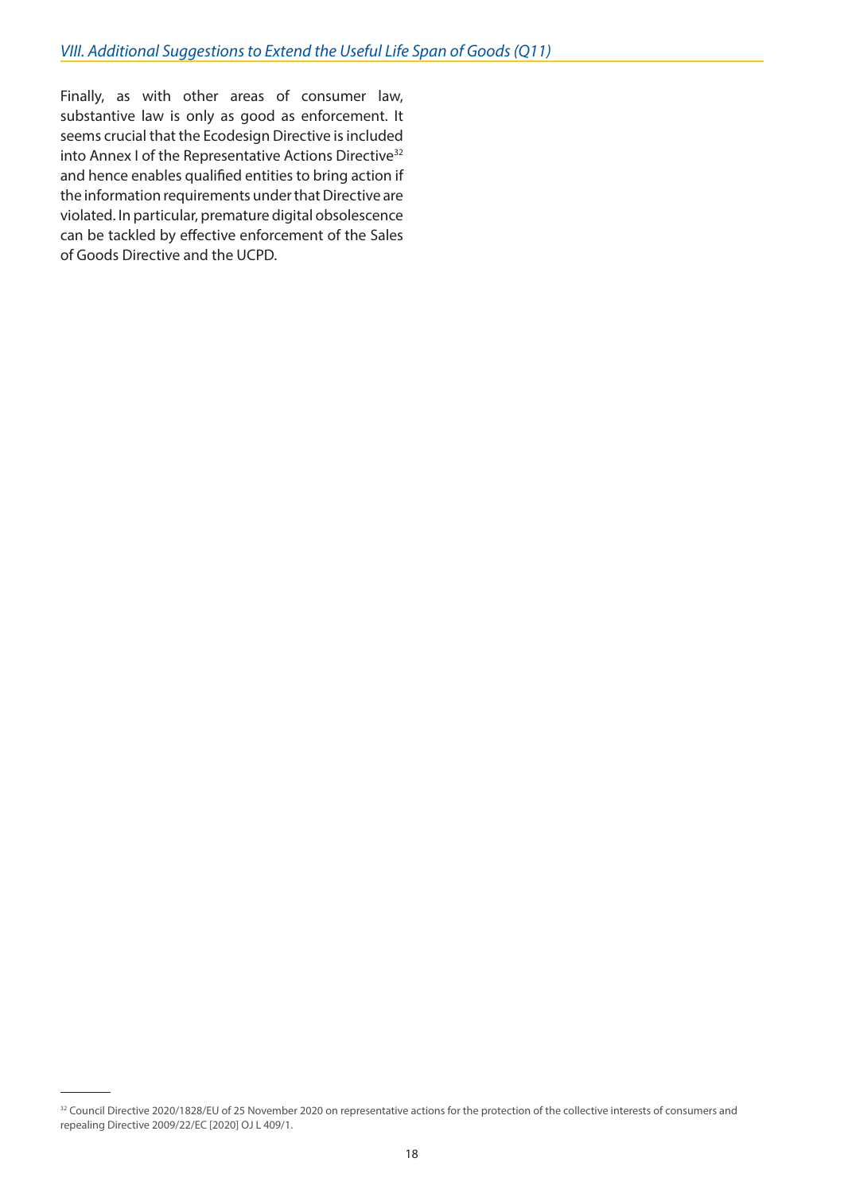## *VIII. Additional Suggestions to Extend the Useful Life Span of Goods (Q11)*

Finally, as with other areas of consumer law, substantive law is only as good as enforcement. It seems crucial that the Ecodesign Directive is included into Annex I of the Representative Actions Directive[32] and hence enables qualified entities to bring action if the information requirements under that Directive are violated. In particular, premature digital obsolescence can be tackled by effective enforcement of the Sales of Goods Directive and the UCPD.

---

[32] Council Directive 2020/1828/EU of 25 November 2020 on representative actions for the protection of the collective interests of consumers and repealing Directive 2009/22/EC [2020] OJ L 409/1.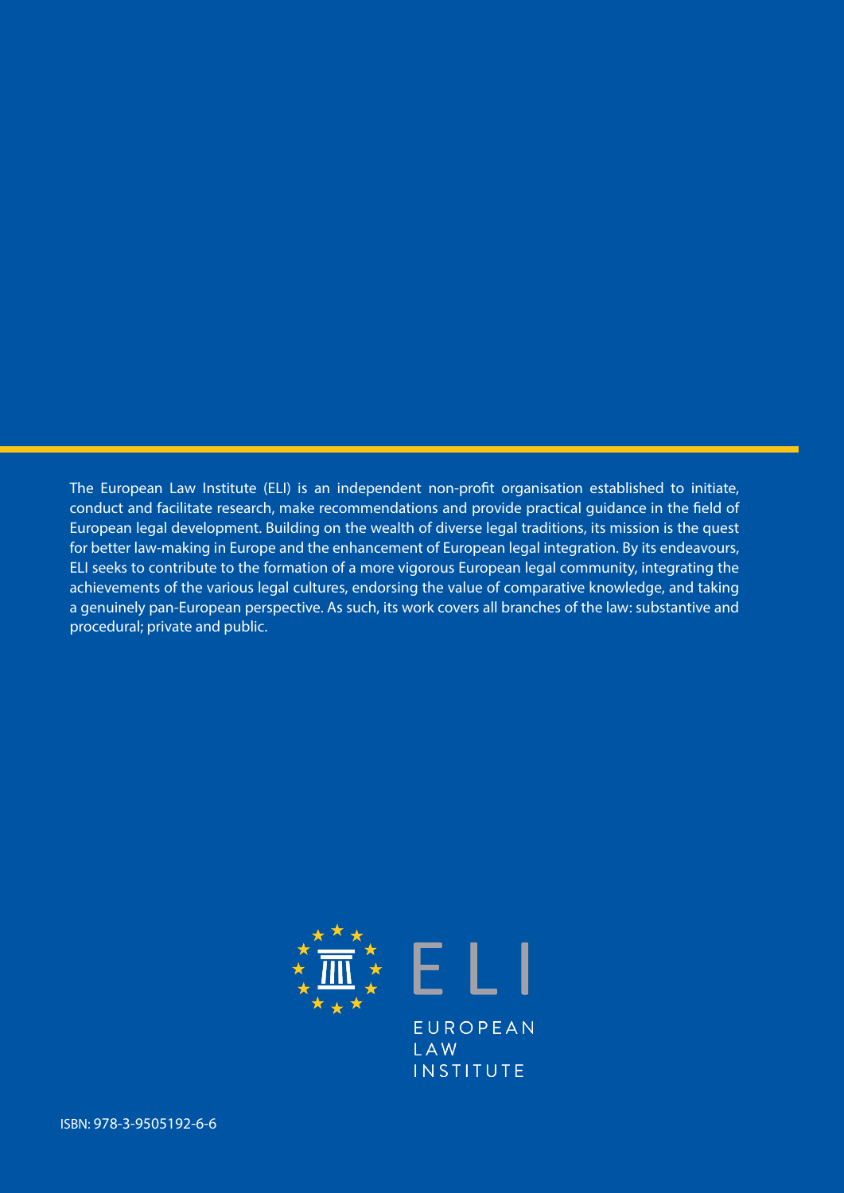The European Law Institute (ELI) is an independent non-profit organisation established to initiate, conduct and facilitate research, make recommendations and provide practical guidance in the field of European legal development. Building on the wealth of diverse legal traditions, its mission is the quest for better law-making in Europe and the enhancement of European legal integration. By its endeavours, ELI seeks to contribute to the formation of a more vigorous European legal community, integrating the achievements of the various legal cultures, endorsing the value of comparative knowledge, and taking a genuinely pan-European perspective. As such, its work covers all branches of the law: substantive and procedural; private and public.

ELI

EUROPEAN
LAW
INSTITUTE

ISBN: 978-3-9505192-6-6